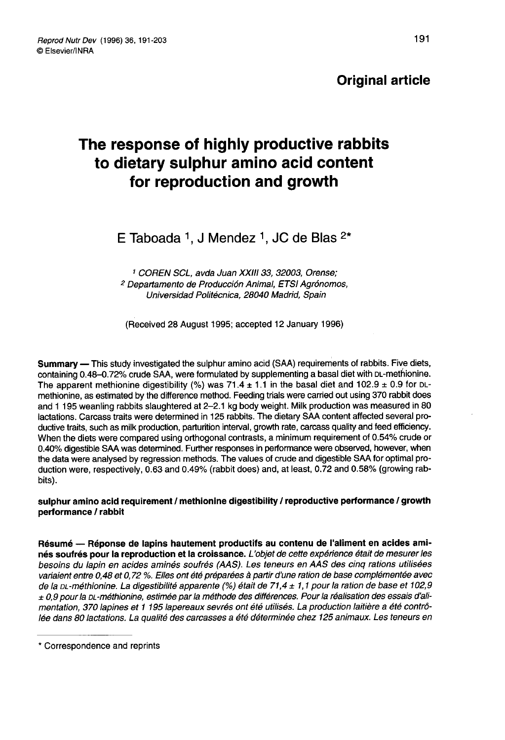**Original article**

# The response of highly productive rabbits to dietary sulphur amino acid content for reproduction and growth

E Taboada [1], J Mendez [1], JC de Blas [2]*

[1] *COREN SCL, avda Juan XXIII 33, 32003, Orense;*
[2] *Departamento de Producción Animal, ETSI Agrónomos, Universidad Politécnica, 28040 Madrid, Spain*

(Received 28 August 1995; accepted 12 January 1996)

**Summary** — This study investigated the sulphur amino acid (SAA) requirements of rabbits. Five diets, containing 0.48–0.72% crude SAA, were formulated by supplementing a basal diet with DL-methionine. The apparent methionine digestibility (%) was 71.4 ± 1.1 in the basal diet and 102.9 ± 0.9 for DL-methionine, as estimated by the difference method. Feeding trials were carried out using 370 rabbit does and 1 195 weanling rabbits slaughtered at 2–2.1 kg body weight. Milk production was measured in 80 lactations. Carcass traits were determined in 125 rabbits. The dietary SAA content affected several productive traits, such as milk production, parturition interval, growth rate, carcass quality and feed efficiency. When the diets were compared using orthogonal contrasts, a minimum requirement of 0.54% crude or 0.40% digestible SAA was determined. Further responses in performance were observed, however, when the data were analysed by regression methods. The values of crude and digestible SAA for optimal production were, respectively, 0.63 and 0.49% (rabbit does) and, at least, 0.72 and 0.58% (growing rabbits).

**sulphur amino acid requirement / methionine digestibility / reproductive performance / growth performance / rabbit**

**Résumé** — **Réponse de lapins hautement productifs au contenu de l'aliment en acides aminés soufrés pour la reproduction et la croissance.** *L'objet de cette expérience était de mesurer les besoins du lapin en acides aminés soufrés (AAS). Les teneurs en AAS des cinq rations utilisées variaient entre 0,48 et 0,72 %. Elles ont été préparées à partir d'une ration de base complémentée avec de la DL-méthionine. La digestibilité apparente (%) était de 71,4 ± 1,1 pour la ration de base et 102,9 ± 0,9 pour la DL-méthionine, estimée par la méthode des différences. Pour la réalisation des essais d'alimentation, 370 lapines et 1 195 lapereaux sevrés ont été utilisés. La production laitière a été contrôlée dans 80 lactations. La qualité des carcasses a été déterminée chez 125 animaux. Les teneurs en*

\* Correspondence and reprints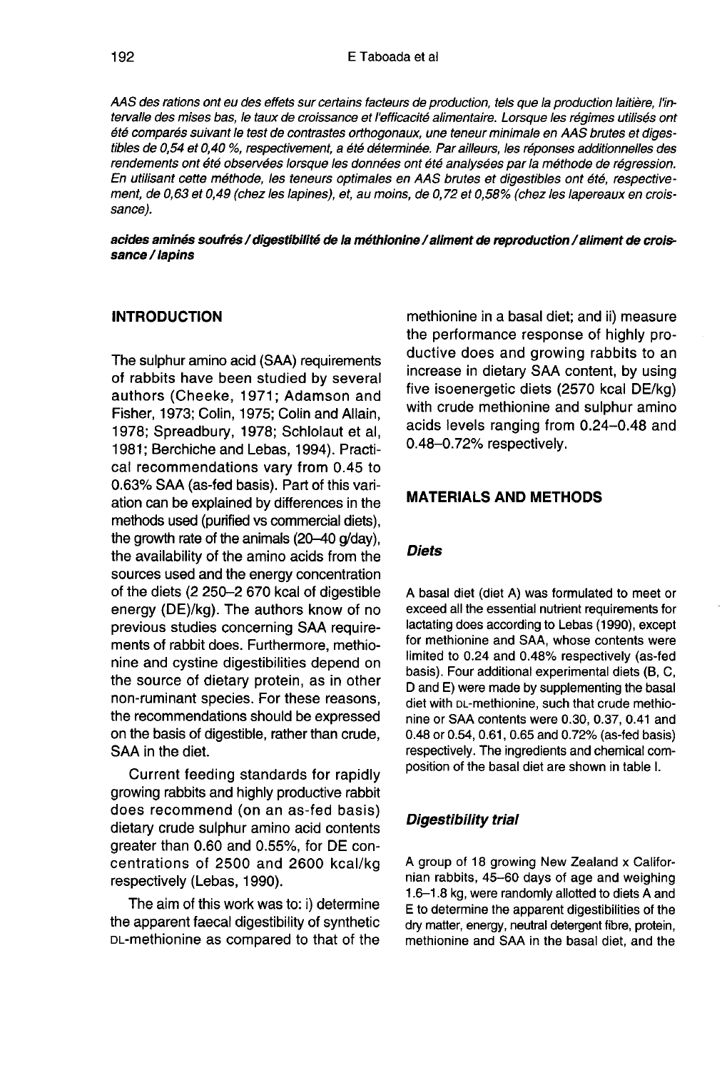*AAS des rations ont eu des effets sur certains facteurs de production, tels que la production laitière, l'intervalle des mises bas, le taux de croissance et l'efficacité alimentaire. Lorsque les régimes utilisés ont été comparés suivant le test de contrastes orthogonaux, une teneur minimale en AAS brutes et digestibles de 0,54 et 0,40 %, respectivement, a été déterminée. Par ailleurs, les réponses additionnelles des rendements ont été observées lorsque les données ont été analysées par la méthode de régression. En utilisant cette méthode, les teneurs optimales en AAS brutes et digestibles ont été, respectivement, de 0,63 et 0,49 (chez les lapines), et, au moins, de 0,72 et 0,58% (chez les lapereaux en croissance).*

***acides aminés soufrés / digestibilité de la méthionine / aliment de reproduction / aliment de croissance / lapins***

## INTRODUCTION

The sulphur amino acid (SAA) requirements of rabbits have been studied by several authors (Cheeke, 1971; Adamson and Fisher, 1973; Colin, 1975; Colin and Allain, 1978; Spreadbury, 1978; Schlolaut et al, 1981; Berchiche and Lebas, 1994). Practical recommendations vary from 0.45 to 0.63% SAA (as-fed basis). Part of this variation can be explained by differences in the methods used (purified vs commercial diets), the growth rate of the animals (20–40 g/day), the availability of the amino acids from the sources used and the energy concentration of the diets (2 250–2 670 kcal of digestible energy (DE)/kg). The authors know of no previous studies concerning SAA requirements of rabbit does. Furthermore, methionine and cystine digestibilities depend on the source of dietary protein, as in other non-ruminant species. For these reasons, the recommendations should be expressed on the basis of digestible, rather than crude, SAA in the diet.

Current feeding standards for rapidly growing rabbits and highly productive rabbit does recommend (on an as-fed basis) dietary crude sulphur amino acid contents greater than 0.60 and 0.55%, for DE concentrations of 2500 and 2600 kcal/kg respectively (Lebas, 1990).

The aim of this work was to: i) determine the apparent faecal digestibility of synthetic DL-methionine as compared to that of the methionine in a basal diet; and ii) measure the performance response of highly productive does and growing rabbits to an increase in dietary SAA content, by using five isoenergetic diets (2570 kcal DE/kg) with crude methionine and sulphur amino acids levels ranging from 0.24–0.48 and 0.48–0.72% respectively.

## MATERIALS AND METHODS

### Diets

A basal diet (diet A) was formulated to meet or exceed all the essential nutrient requirements for lactating does according to Lebas (1990), except for methionine and SAA, whose contents were limited to 0.24 and 0.48% respectively (as-fed basis). Four additional experimental diets (B, C, D and E) were made by supplementing the basal diet with DL-methionine, such that crude methionine or SAA contents were 0.30, 0.37, 0.41 and 0.48 or 0.54, 0.61, 0.65 and 0.72% (as-fed basis) respectively. The ingredients and chemical composition of the basal diet are shown in table I.

### Digestibility trial

A group of 18 growing New Zealand x Californian rabbits, 45–60 days of age and weighing 1.6–1.8 kg, were randomly allotted to diets A and E to determine the apparent digestibilities of the dry matter, energy, neutral detergent fibre, protein, methionine and SAA in the basal diet, and the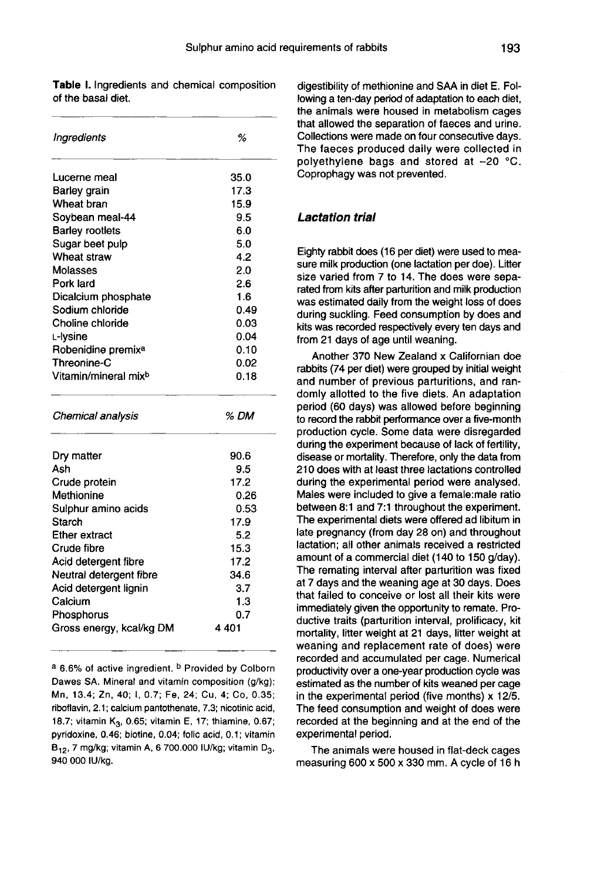**Table I.** Ingredients and chemical composition of the basal diet.

| *Ingredients* | % |
|---|---|
| Lucerne meal | 35.0 |
| Barley grain | 17.3 |
| Wheat bran | 15.9 |
| Soybean meal-44 | 9.5 |
| Barley rootlets | 6.0 |
| Sugar beet pulp | 5.0 |
| Wheat straw | 4.2 |
| Molasses | 2.0 |
| Pork lard | 2.6 |
| Dicalcium phosphate | 1.6 |
| Sodium chloride | 0.49 |
| Choline chloride | 0.03 |
| L-lysine | 0.04 |
| Robenidine premix[a] | 0.10 |
| Threonine-C | 0.02 |
| Vitamin/mineral mix[b] | 0.18 |
| *Chemical analysis* | *% DM* |
| Dry matter | 90.6 |
| Ash | 9.5 |
| Crude protein | 17.2 |
| Methionine | 0.26 |
| Sulphur amino acids | 0.53 |
| Starch | 17.9 |
| Ether extract | 5.2 |
| Crude fibre | 15.3 |
| Acid detergent fibre | 17.2 |
| Neutral detergent fibre | 34.6 |
| Acid detergent lignin | 3.7 |
| Calcium | 1.3 |
| Phosphorus | 0.7 |
| Gross energy, kcal/kg DM | 4 401 |

[a] 6.6% of active ingredient. [b] Provided by Colborn Dawes SA. Mineral and vitamin composition (g/kg): Mn, 13.4; Zn, 40; I, 0.7; Fe, 24; Cu, 4; Co, 0.35; riboflavin, 2.1; calcium pantothenate, 7.3; nicotinic acid, 18.7; vitamin $K_3$, 0.65; vitamin E, 17; thiamine, 0.67; pyridoxine, 0.46; biotine, 0.04; folic acid, 0.1; vitamin $B_{12}$, 7 mg/kg; vitamin A, 6 700.000 IU/kg; vitamin $D_3$, 940 000 IU/kg.

digestibility of methionine and SAA in diet E. Following a ten-day period of adaptation to each diet, the animals were housed in metabolism cages that allowed the separation of faeces and urine. Collections were made on four consecutive days. The faeces produced daily were collected in polyethylene bags and stored at –20 °C. Coprophagy was not prevented.

### *Lactation trial*

Eighty rabbit does (16 per diet) were used to measure milk production (one lactation per doe). Litter size varied from 7 to 14. The does were separated from kits after parturition and milk production was estimated daily from the weight loss of does during suckling. Feed consumption by does and kits was recorded respectively every ten days and from 21 days of age until weaning.

Another 370 New Zealand x Californian doe rabbits (74 per diet) were grouped by initial weight and number of previous parturitions, and randomly allotted to the five diets. An adaptation period (60 days) was allowed before beginning to record the rabbit performance over a five-month production cycle. Some data were disregarded during the experiment because of lack of fertility, disease or mortality. Therefore, only the data from 210 does with at least three lactations controlled during the experimental period were analysed. Males were included to give a female:male ratio between 8:1 and 7:1 throughout the experiment. The experimental diets were offered ad libitum in late pregnancy (from day 28 on) and throughout lactation; all other animals received a restricted amount of a commercial diet (140 to 150 g/day). The remating interval after parturition was fixed at 7 days and the weaning age at 30 days. Does that failed to conceive or lost all their kits were immediately given the opportunity to remate. Productive traits (parturition interval, prolificacy, kit mortality, litter weight at 21 days, litter weight at weaning and replacement rate of does) were recorded and accumulated per cage. Numerical productivity over a one-year production cycle was estimated as the number of kits weaned per cage in the experimental period (five months) x 12/5. The feed consumption and weight of does were recorded at the beginning and at the end of the experimental period.

The animals were housed in flat-deck cages measuring 600 x 500 x 330 mm. A cycle of 16 h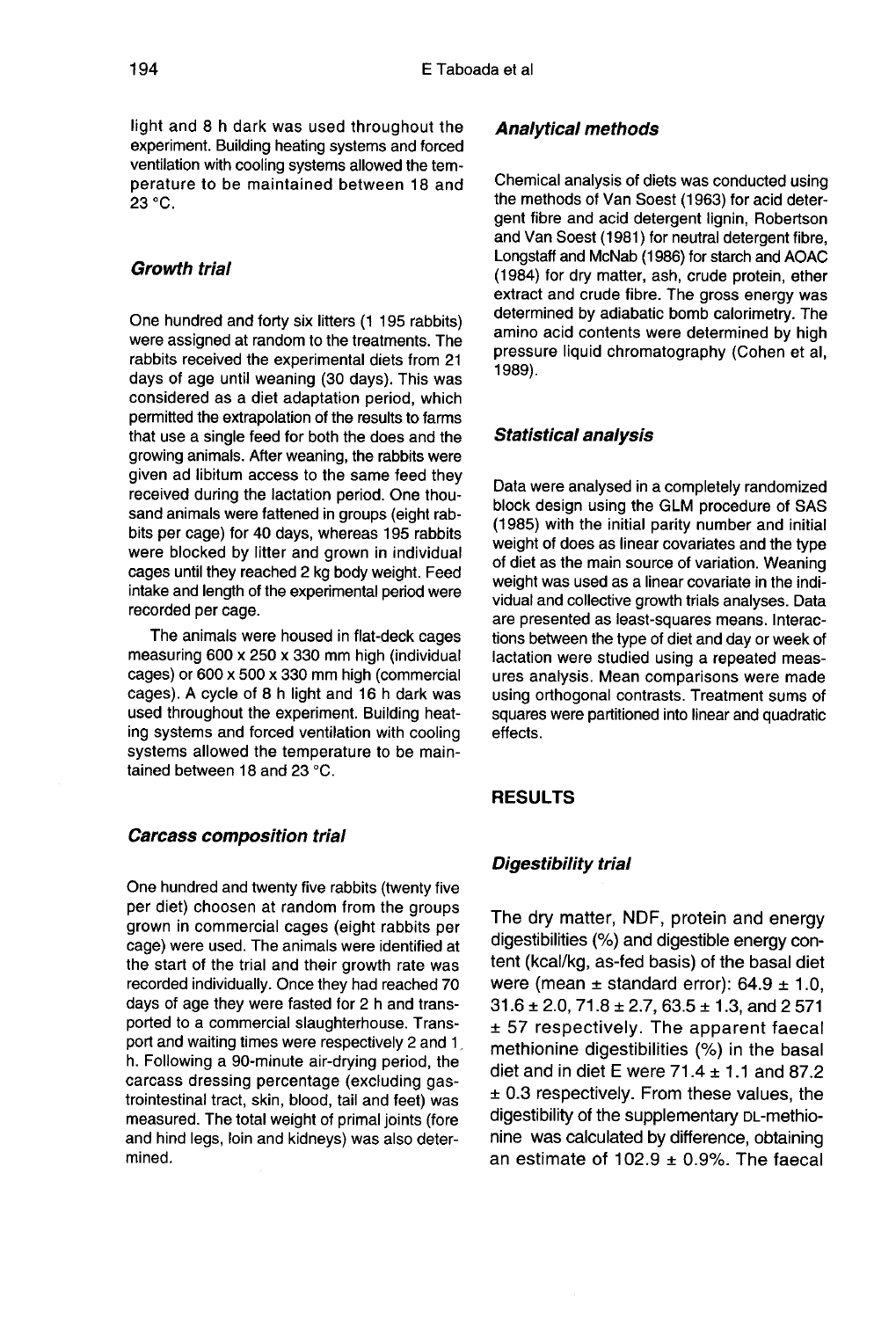light and 8 h dark was used throughout the experiment. Building heating systems and forced ventilation with cooling systems allowed the temperature to be maintained between 18 and 23 °C.

### *Growth trial*

One hundred and forty six litters (1 195 rabbits) were assigned at random to the treatments. The rabbits received the experimental diets from 21 days of age until weaning (30 days). This was considered as a diet adaptation period, which permitted the extrapolation of the results to farms that use a single feed for both the does and the growing animals. After weaning, the rabbits were given ad libitum access to the same feed they received during the lactation period. One thousand animals were fattened in groups (eight rabbits per cage) for 40 days, whereas 195 rabbits were blocked by litter and grown in individual cages until they reached 2 kg body weight. Feed intake and length of the experimental period were recorded per cage.

The animals were housed in flat-deck cages measuring 600 x 250 x 330 mm high (individual cages) or 600 x 500 x 330 mm high (commercial cages). A cycle of 8 h light and 16 h dark was used throughout the experiment. Building heating systems and forced ventilation with cooling systems allowed the temperature to be maintained between 18 and 23 °C.

### *Carcass composition trial*

One hundred and twenty five rabbits (twenty five per diet) choosen at random from the groups grown in commercial cages (eight rabbits per cage) were used. The animals were identified at the start of the trial and their growth rate was recorded individually. Once they had reached 70 days of age they were fasted for 2 h and transported to a commercial slaughterhouse. Transport and waiting times were respectively 2 and 1 h. Following a 90-minute air-drying period, the carcass dressing percentage (excluding gastrointestinal tract, skin, blood, tail and feet) was measured. The total weight of primal joints (fore and hind legs, loin and kidneys) was also determined.

### *Analytical methods*

Chemical analysis of diets was conducted using the methods of Van Soest (1963) for acid detergent fibre and acid detergent lignin, Robertson and Van Soest (1981) for neutral detergent fibre, Longstaff and McNab (1986) for starch and AOAC (1984) for dry matter, ash, crude protein, ether extract and crude fibre. The gross energy was determined by adiabatic bomb calorimetry. The amino acid contents were determined by high pressure liquid chromatography (Cohen et al, 1989).

### *Statistical analysis*

Data were analysed in a completely randomized block design using the GLM procedure of SAS (1985) with the initial parity number and initial weight of does as linear covariates and the type of diet as the main source of variation. Weaning weight was used as a linear covariate in the individual and collective growth trials analyses. Data are presented as least-squares means. Interactions between the type of diet and day or week of lactation were studied using a repeated measures analysis. Mean comparisons were made using orthogonal contrasts. Treatment sums of squares were partitioned into linear and quadratic effects.

## RESULTS

### *Digestibility trial*

The dry matter, NDF, protein and energy digestibilities (%) and digestible energy content (kcal/kg, as-fed basis) of the basal diet were (mean ± standard error): 64.9 ± 1.0, 31.6 ± 2.0, 71.8 ± 2.7, 63.5 ± 1.3, and 2 571 ± 57 respectively. The apparent faecal methionine digestibilities (%) in the basal diet and in diet E were 71.4 ± 1.1 and 87.2 ± 0.3 respectively. From these values, the digestibility of the supplementary DL-methionine was calculated by difference, obtaining an estimate of 102.9 ± 0.9%. The faecal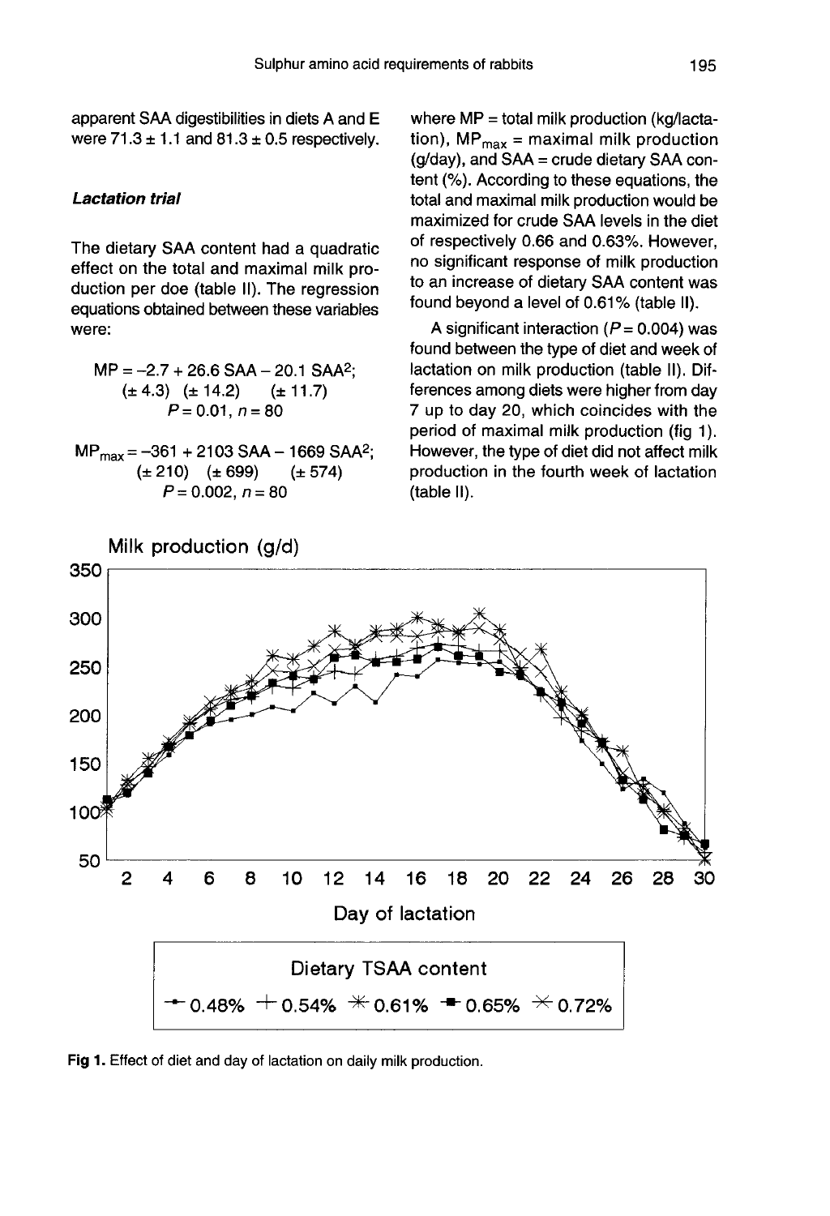apparent SAA digestibilities in diets A and E were 71.3 ± 1.1 and 81.3 ± 0.5 respectively.

### *Lactation trial*

The dietary SAA content had a quadratic effect on the total and maximal milk production per doe (table II). The regression equations obtained between these variables were:

$$MP = -2.7 + 26.6\ SAA - 20.1\ SAA^2;$$
$$(\pm 4.3)\quad (\pm 14.2)\quad (\pm 11.7)$$
$$P = 0.01,\ n = 80$$

$$MP_{max} = -361 + 2103\ SAA - 1669\ SAA^2;$$
$$(\pm 210)\quad (\pm 699)\quad (\pm 574)$$
$$P = 0.002,\ n = 80$$

where MP = total milk production (kg/lactation), $MP_{max}$ = maximal milk production (g/day), and SAA = crude dietary SAA content (%). According to these equations, the total and maximal milk production would be maximized for crude SAA levels in the diet of respectively 0.66 and 0.63%. However, no significant response of milk production to an increase of dietary SAA content was found beyond a level of 0.61% (table II).

A significant interaction ($P = 0.004$) was found between the type of diet and week of lactation on milk production (table II). Differences among diets were higher from day 7 up to day 20, which coincides with the period of maximal milk production (fig 1). However, the type of diet did not affect milk production in the fourth week of lactation (table II).

**Fig 1.** Effect of diet and day of lactation on daily milk production.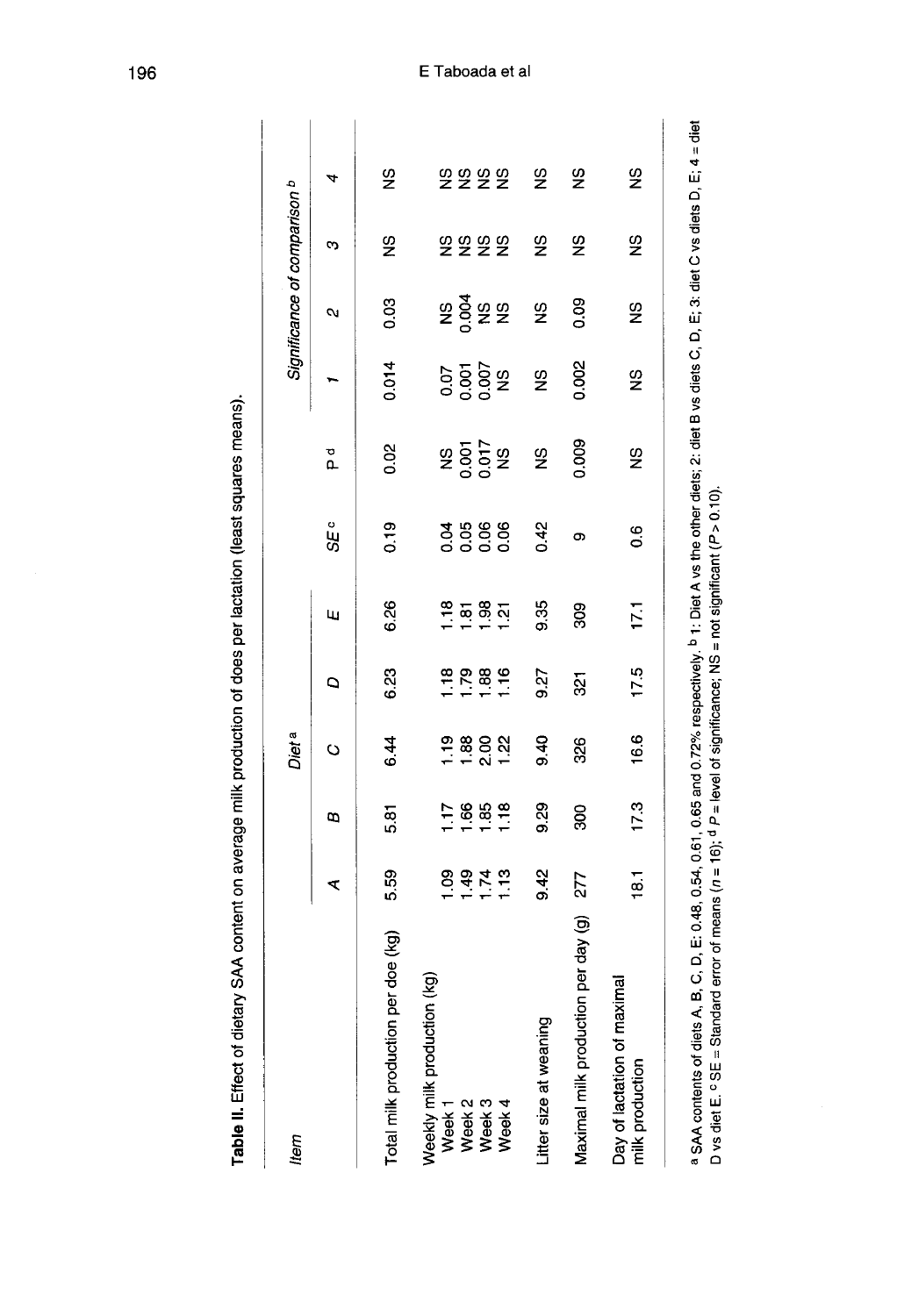**Table II.** Effect of dietary SAA content on average milk production of does per lactation (least squares means).

| Item | Diet [a] | | | | | $SE$ [c] | P [d] | Significance of comparison [b] | | | |
|---|---|---|---|---|---|---|---|---|---|---|---|
| | A | B | C | D | E | | | 1 | 2 | 3 | 4 |
| Total milk production per doe (kg) | 5.59 | 5.81 | 6.44 | 6.23 | 6.26 | 0.19 | 0.02 | 0.014 | 0.03 | NS | NS |
| Weekly milk production (kg) | | | | | | | | | | | |
| Week 1 | 1.09 | 1.17 | 1.19 | 1.18 | 1.18 | 0.04 | NS | 0.07 | NS | NS | NS |
| Week 2 | 1.49 | 1.66 | 1.88 | 1.79 | 1.81 | 0.05 | 0.001 | 0.001 | 0.004 | NS | NS |
| Week 3 | 1.74 | 1.85 | 2.00 | 1.88 | 1.98 | 0.06 | 0.017 | 0.007 | NS | NS | NS |
| Week 4 | 1.13 | 1.18 | 1.22 | 1.16 | 1.21 | 0.06 | NS | NS | NS | NS | NS |
| Litter size at weaning | 9.42 | 9.29 | 9.40 | 9.27 | 9.35 | 0.42 | NS | NS | NS | NS | NS |
| Maximal milk production per day (g) | 277 | 300 | 326 | 321 | 309 | 9 | 0.009 | 0.002 | 0.09 | NS | NS |
| Day of lactation of maximal milk production | 18.1 | 17.3 | 16.6 | 17.5 | 17.1 | 0.6 | NS | NS | NS | NS | NS |

[a] SAA contents of diets A, B, C, D, E: 0.48, 0.54, 0.61, 0.65 and 0.72% respectively. [b] 1: Diet A vs the other diets; 2: diet B vs diets C, D, E; 3: diet C vs diets D, E; 4 = diet D vs diet E. [c] SE = Standard error of means ($n$ = 16); [d] $P$ = level of significance; NS = not significant ($P > 0.10$).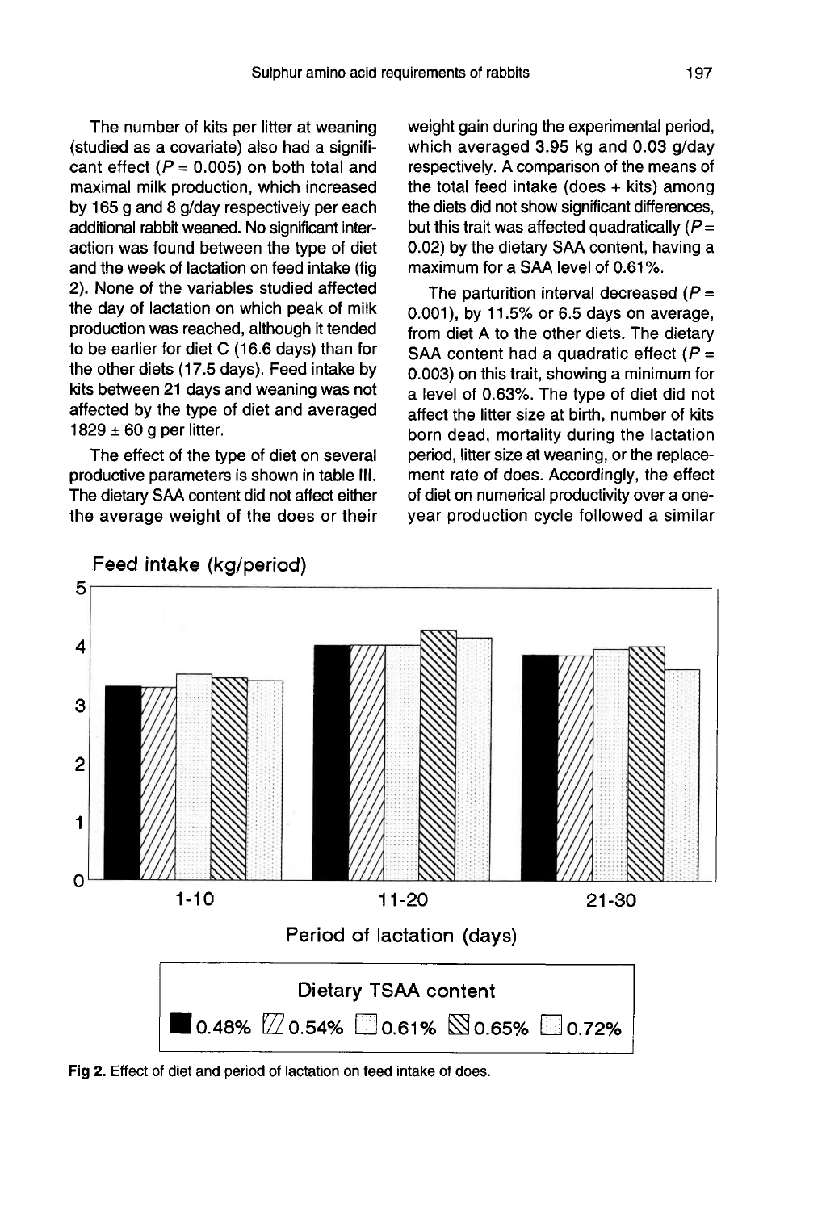The number of kits per litter at weaning (studied as a covariate) also had a significant effect ($P = 0.005$) on both total and maximal milk production, which increased by 165 g and 8 g/day respectively per each additional rabbit weaned. No significant interaction was found between the type of diet and the week of lactation on feed intake (fig 2). None of the variables studied affected the day of lactation on which peak of milk production was reached, although it tended to be earlier for diet C (16.6 days) than for the other diets (17.5 days). Feed intake by kits between 21 days and weaning was not affected by the type of diet and averaged 1829 ± 60 g per litter.

The effect of the type of diet on several productive parameters is shown in table III. The dietary SAA content did not affect either the average weight of the does or their weight gain during the experimental period, which averaged 3.95 kg and 0.03 g/day respectively. A comparison of the means of the total feed intake (does + kits) among the diets did not show significant differences, but this trait was affected quadratically ($P = 0.02$) by the dietary SAA content, having a maximum for a SAA level of 0.61%.

The parturition interval decreased ($P = 0.001$), by 11.5% or 6.5 days on average, from diet A to the other diets. The dietary SAA content had a quadratic effect ($P = 0.003$) on this trait, showing a minimum for a level of 0.63%. The type of diet did not affect the litter size at birth, number of kits born dead, mortality during the lactation period, litter size at weaning, or the replacement rate of does. Accordingly, the effect of diet on numerical productivity over a one-year production cycle followed a similar

Fig 2. Effect of diet and period of lactation on feed intake of does.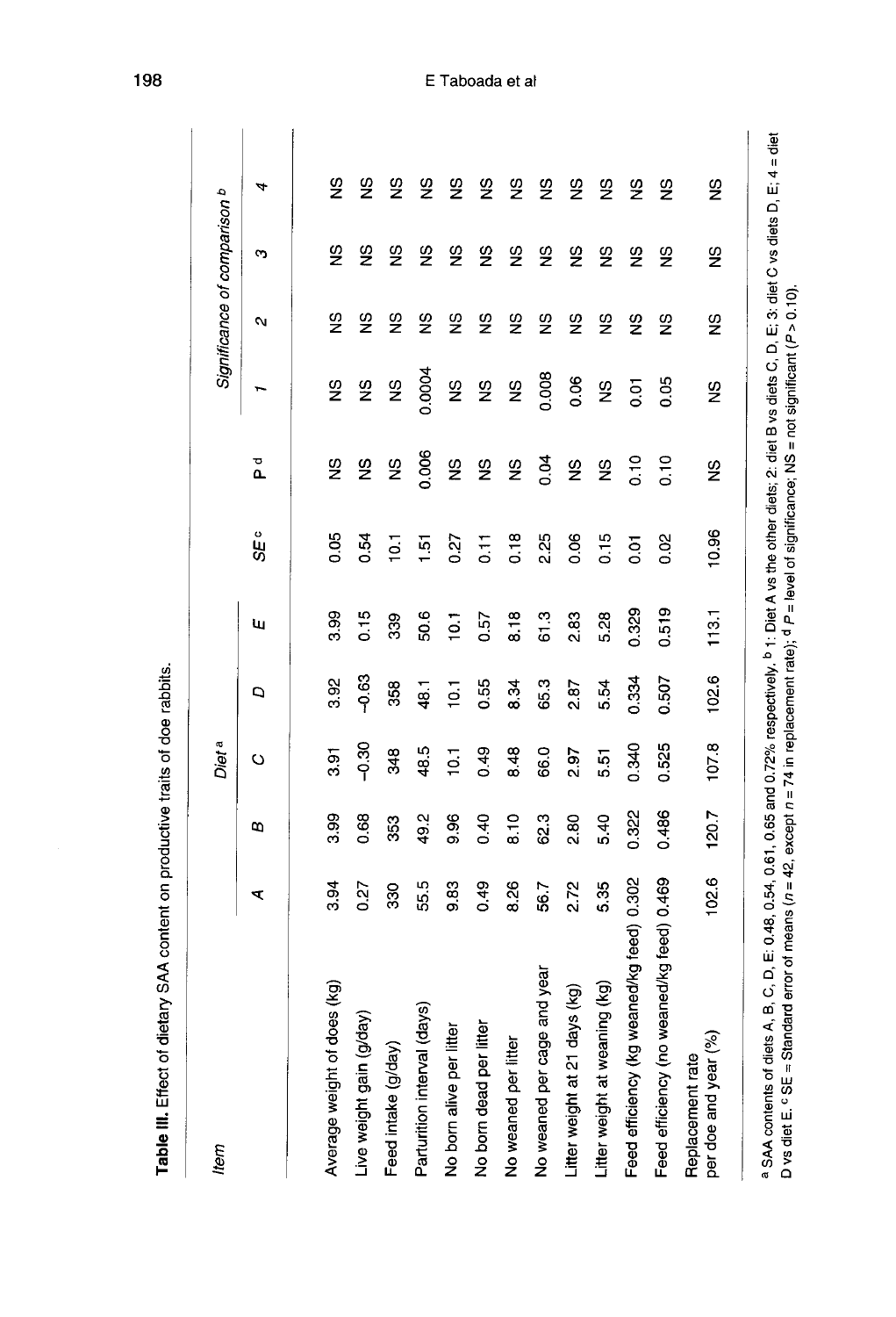**Table III.** Effect of dietary SAA content on productive traits of doe rabbits.

| Item | Diet [a] | | | | | | | Significance of comparison [b] | | | |
|---|---|---|---|---|---|---|---|---|---|---|---|
| | *A* | *B* | *C* | *D* | *E* | *SE* [c] | P [d] | *1* | *2* | *3* | *4* |
| Average weight of does (kg) | 3.94 | 3.99 | 3.91 | 3.92 | 3.99 | 0.05 | NS | NS | NS | NS | NS |
| Live weight gain (g/day) | 0.27 | 0.68 | −0.30 | −0.63 | 0.15 | 0.54 | NS | NS | NS | NS | NS |
| Feed intake (g/day) | 330 | 353 | 348 | 358 | 339 | 10.1 | NS | NS | NS | NS | NS |
| Parturition interval (days) | 55.5 | 49.2 | 48.5 | 48.1 | 50.6 | 1.51 | 0.006 | 0.0004 | NS | NS | NS |
| No born alive per litter | 9.83 | 9.96 | 10.1 | 10.1 | 10.1 | 0.27 | NS | NS | NS | NS | NS |
| No born dead per litter | 0.49 | 0.40 | 0.49 | 0.55 | 0.57 | 0.11 | NS | NS | NS | NS | NS |
| No weaned per litter | 8.26 | 8.10 | 8.48 | 8.34 | 8.18 | 0.18 | NS | NS | NS | NS | NS |
| No weaned per cage and year | 56.7 | 62.3 | 66.0 | 65.3 | 61.3 | 2.25 | 0.04 | 0.008 | NS | NS | NS |
| Litter weight at 21 days (kg) | 2.72 | 2.80 | 2.97 | 2.87 | 2.83 | 0.06 | NS | 0.06 | NS | NS | NS |
| Litter weight at weaning (kg) | 5.35 | 5.40 | 5.51 | 5.54 | 5.28 | 0.15 | NS | NS | NS | NS | NS |
| Feed efficiency (kg weaned/kg feed) | 0.302 | 0.322 | 0.340 | 0.334 | 0.329 | 0.01 | 0.10 | 0.01 | NS | NS | NS |
| Feed efficiency (no weaned/kg feed) | 0.469 | 0.486 | 0.525 | 0.507 | 0.519 | 0.02 | 0.10 | 0.05 | NS | NS | NS |
| Replacement rate per doe and year (%) | 102.6 | 120.7 | 107.8 | 102.6 | 113.1 | 10.96 | NS | NS | NS | NS | NS |

[a] SAA contents of diets A, B, C, D, E: 0.48, 0.54, 0.61, 0.65 and 0.72% respectively. [b] 1: Diet A vs the other diets; 2: diet B vs diets C, D, E; 3: diet C vs diets D, E; 4 = diet D vs diet E. [c] SE = Standard error of means ($n = 42$, except $n = 74$ in replacement rate); [d] $P$ = level of significance; NS = not significant ($P > 0.10$).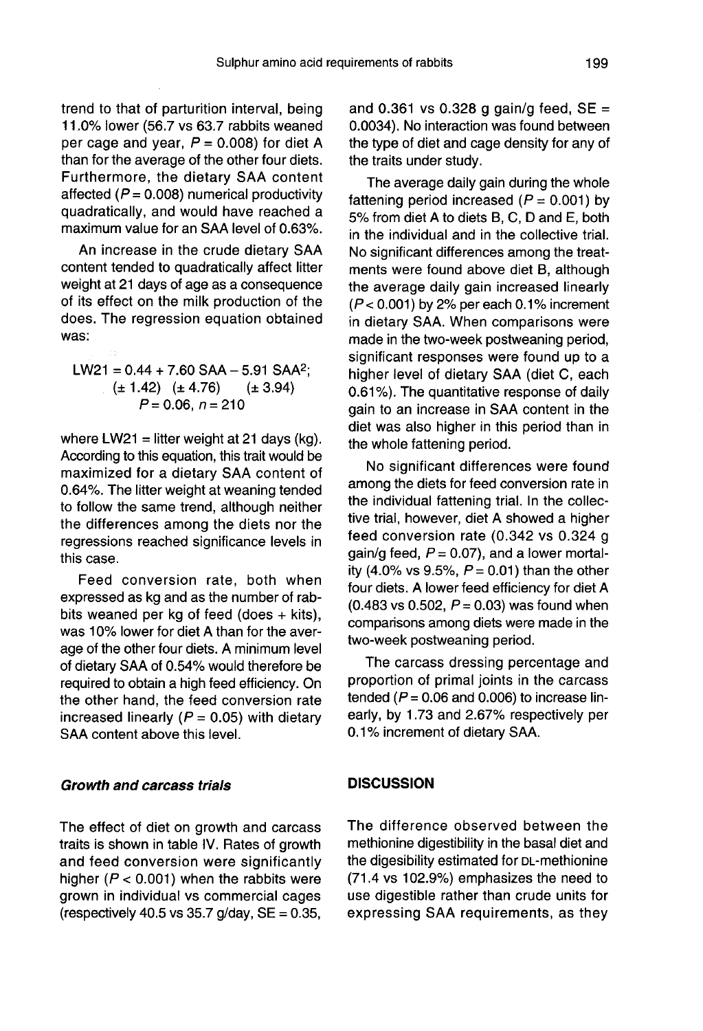trend to that of parturition interval, being 11.0% lower (56.7 vs 63.7 rabbits weaned per cage and year, $P = 0.008$) for diet A than for the average of the other four diets. Furthermore, the dietary SAA content affected ($P = 0.008$) numerical productivity quadratically, and would have reached a maximum value for an SAA level of 0.63%.

An increase in the crude dietary SAA content tended to quadratically affect litter weight at 21 days of age as a consequence of its effect on the milk production of the does. The regression equation obtained was:

$$LW21 = 0.44 + 7.60\ SAA - 5.91\ SAA^2;$$
$$(\pm 1.42)\quad (\pm 4.76)\qquad (\pm 3.94)$$
$$P = 0.06,\ n = 210$$

where LW21 = litter weight at 21 days (kg). According to this equation, this trait would be maximized for a dietary SAA content of 0.64%. The litter weight at weaning tended to follow the same trend, although neither the differences among the diets nor the regressions reached significance levels in this case.

Feed conversion rate, both when expressed as kg and as the number of rabbits weaned per kg of feed (does + kits), was 10% lower for diet A than for the average of the other four diets. A minimum level of dietary SAA of 0.54% would therefore be required to obtain a high feed efficiency. On the other hand, the feed conversion rate increased linearly ($P = 0.05$) with dietary SAA content above this level.

### *Growth and carcass trials*

The effect of diet on growth and carcass traits is shown in table IV. Rates of growth and feed conversion were significantly higher ($P < 0.001$) when the rabbits were grown in individual vs commercial cages (respectively 40.5 vs 35.7 g/day, SE = 0.35, and 0.361 vs 0.328 g gain/g feed, SE = 0.0034). No interaction was found between the type of diet and cage density for any of the traits under study.

The average daily gain during the whole fattening period increased ($P = 0.001$) by 5% from diet A to diets B, C, D and E, both in the individual and in the collective trial. No significant differences among the treatments were found above diet B, although the average daily gain increased linearly ($P < 0.001$) by 2% per each 0.1% increment in dietary SAA. When comparisons were made in the two-week postweaning period, significant responses were found up to a higher level of dietary SAA (diet C, each 0.61%). The quantitative response of daily gain to an increase in SAA content in the diet was also higher in this period than in the whole fattening period.

No significant differences were found among the diets for feed conversion rate in the individual fattening trial. In the collective trial, however, diet A showed a higher feed conversion rate (0.342 vs 0.324 g gain/g feed, $P = 0.07$), and a lower mortality (4.0% vs 9.5%, $P = 0.01$) than the other four diets. A lower feed efficiency for diet A (0.483 vs 0.502, $P = 0.03$) was found when comparisons among diets were made in the two-week postweaning period.

The carcass dressing percentage and proportion of primal joints in the carcass tended ($P = 0.06$ and 0.006) to increase linearly, by 1.73 and 2.67% respectively per 0.1% increment of dietary SAA.

## DISCUSSION

The difference observed between the methionine digestibility in the basal diet and the digesibility estimated for DL-methionine (71.4 vs 102.9%) emphasizes the need to use digestible rather than crude units for expressing SAA requirements, as they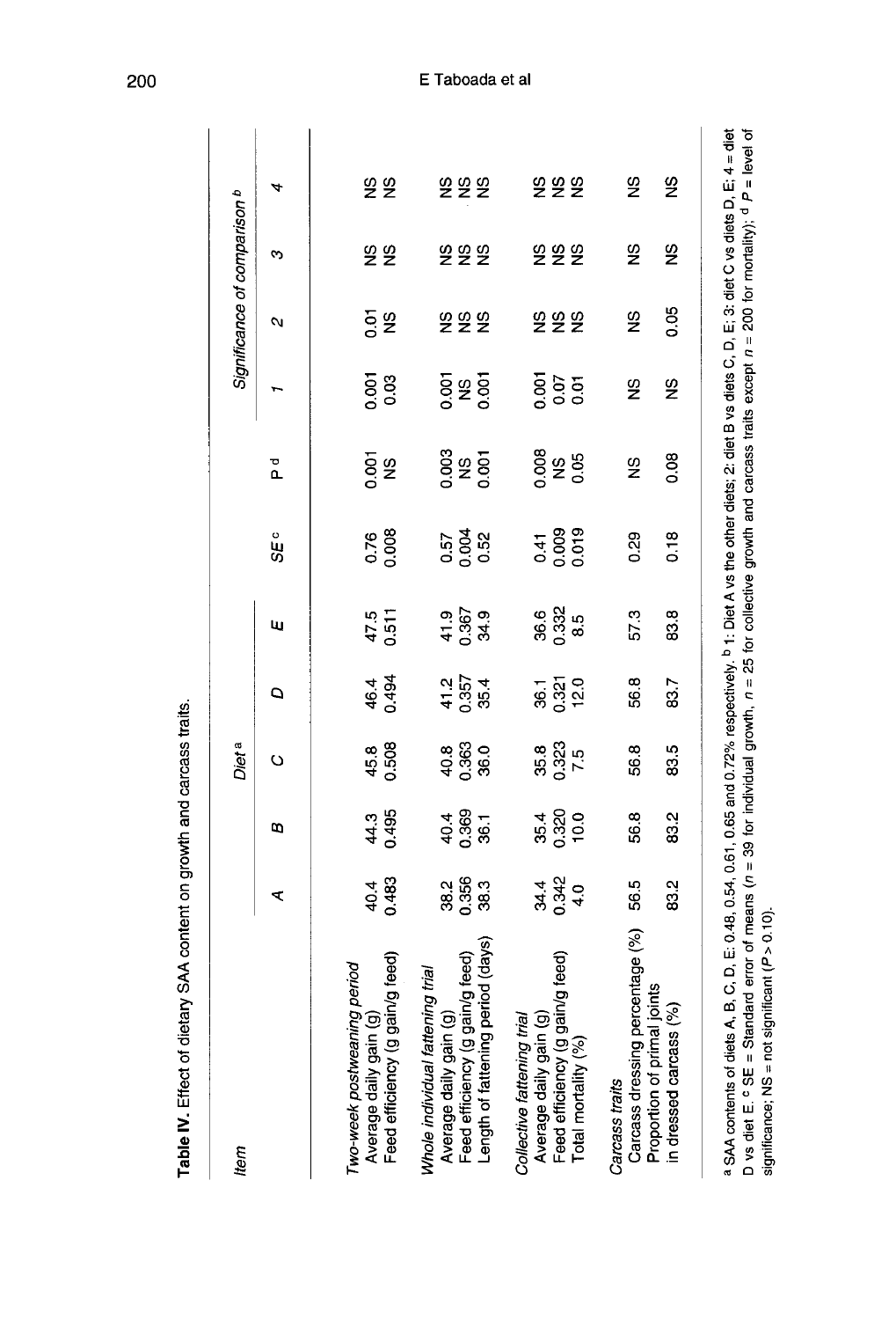**Table IV.** Effect of dietary SAA content on growth and carcass traits.

| Item | Diet [a] | | | | | | | Significance of comparison [b] | | | |
|---|---|---|---|---|---|---|---|---|---|---|---|
| | A | B | C | D | E | SE [c] | P [d] | 1 | 2 | 3 | 4 |
| *Two-week postweaning period* | | | | | | | | | | | |
| Average daily gain (g) | 40.4 | 44.3 | 45.8 | 46.4 | 47.5 | 0.76 | 0.001 | 0.001 | 0.01 | NS | NS |
| Feed efficiency (g gain/g feed) | 0.483 | 0.495 | 0.508 | 0.494 | 0.511 | 0.008 | NS | 0.03 | NS | NS | NS |
| *Whole individual fattening trial* | | | | | | | | | | | |
| Average daily gain (g) | 38.2 | 40.4 | 40.8 | 41.2 | 41.9 | 0.57 | 0.003 | 0.001 | NS | NS | NS |
| Feed efficiency (g gain/g feed) | 0.356 | 0.369 | 0.363 | 0.357 | 0.367 | 0.004 | NS | NS | NS | NS | NS |
| Length of fattening period (days) | 38.3 | 36.1 | 36.0 | 35.4 | 34.9 | 0.52 | 0.001 | 0.001 | NS | NS | NS |
| *Collective fattening trial* | | | | | | | | | | | |
| Average daily gain (g) | 34.4 | 35.4 | 35.8 | 36.1 | 36.6 | 0.41 | 0.008 | 0.001 | NS | NS | NS |
| Feed efficiency (g gain/g feed) | 0.342 | 0.320 | 0.323 | 0.321 | 0.332 | 0.009 | NS | 0.07 | NS | NS | NS |
| Total mortality (%) | 4.0 | 10.0 | 7.5 | 12.0 | 8.5 | 0.019 | 0.05 | 0.01 | NS | NS | NS |
| *Carcass traits* | | | | | | | | | | | |
| Carcass dressing percentage (%) | 56.5 | 56.8 | 56.8 | 56.8 | 57.3 | 0.29 | NS | NS | NS | NS | NS |
| Proportion of primal joints in dressed carcass (%) | 83.2 | 83.2 | 83.5 | 83.7 | 83.8 | 0.18 | 0.08 | NS | 0.05 | NS | NS |

[a] SAA contents of diets A, B, C, D, E: 0.48, 0.54, 0.61, 0.65 and 0.72% respectively. [b] 1: Diet A vs the other diets; 2: diet B vs diets C, D, E; 3: diet C vs diets D, E; 4 = diet D vs diet E. [c] SE = Standard error of means ($n$ = 39 for individual growth, $n$ = 25 for collective growth and carcass traits except $n$ = 200 for mortality); [d] P = level of significance; NS = not significant ($P > 0.10$).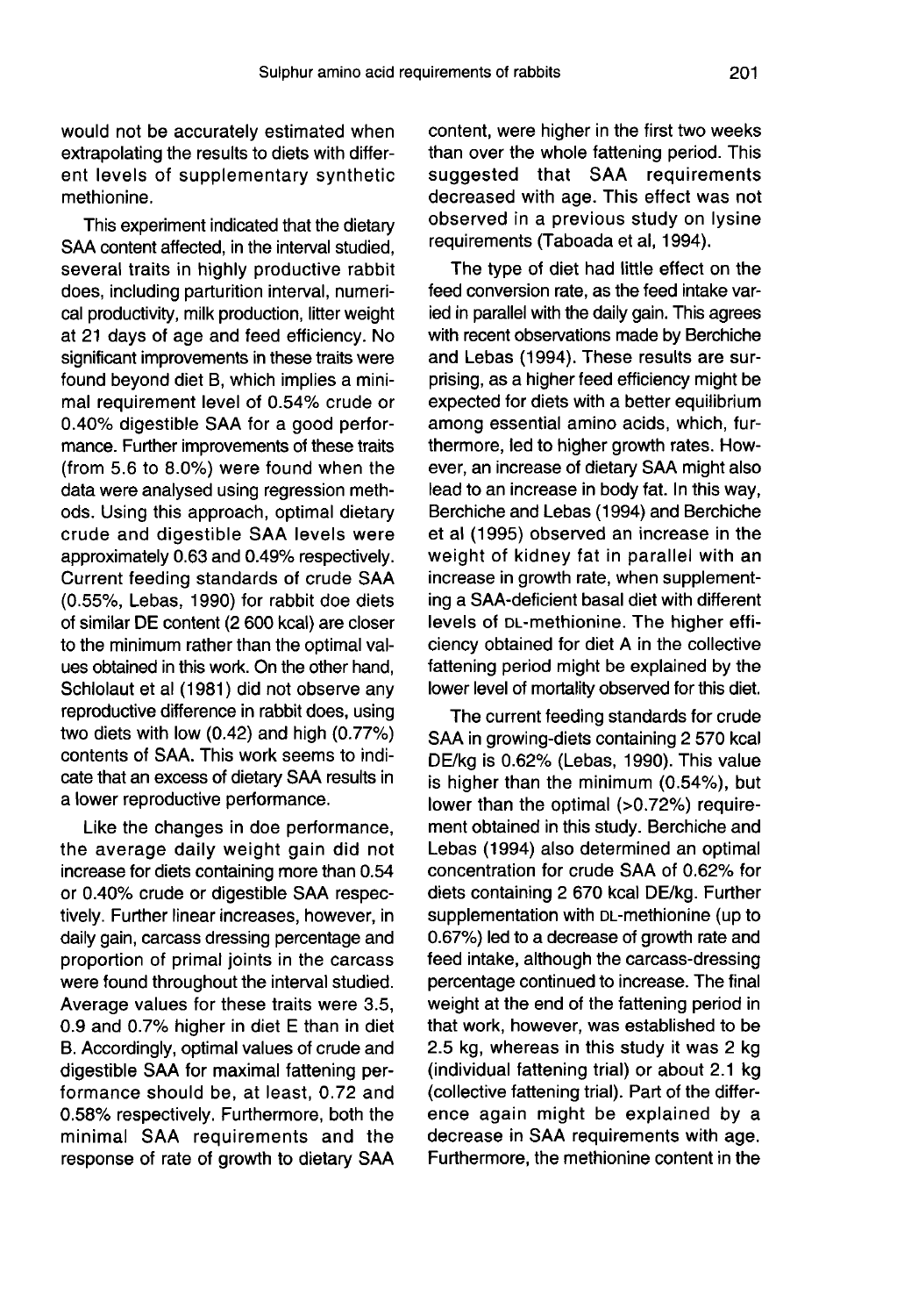would not be accurately estimated when extrapolating the results to diets with different levels of supplementary synthetic methionine.

This experiment indicated that the dietary SAA content affected, in the interval studied, several traits in highly productive rabbit does, including parturition interval, numerical productivity, milk production, litter weight at 21 days of age and feed efficiency. No significant improvements in these traits were found beyond diet B, which implies a minimal requirement level of 0.54% crude or 0.40% digestible SAA for a good performance. Further improvements of these traits (from 5.6 to 8.0%) were found when the data were analysed using regression methods. Using this approach, optimal dietary crude and digestible SAA levels were approximately 0.63 and 0.49% respectively. Current feeding standards of crude SAA (0.55%, Lebas, 1990) for rabbit doe diets of similar DE content (2 600 kcal) are closer to the minimum rather than the optimal values obtained in this work. On the other hand, Schlolaut et al (1981) did not observe any reproductive difference in rabbit does, using two diets with low (0.42) and high (0.77%) contents of SAA. This work seems to indicate that an excess of dietary SAA results in a lower reproductive performance.

Like the changes in doe performance, the average daily weight gain did not increase for diets containing more than 0.54 or 0.40% crude or digestible SAA respectively. Further linear increases, however, in daily gain, carcass dressing percentage and proportion of primal joints in the carcass were found throughout the interval studied. Average values for these traits were 3.5, 0.9 and 0.7% higher in diet E than in diet B. Accordingly, optimal values of crude and digestible SAA for maximal fattening performance should be, at least, 0.72 and 0.58% respectively. Furthermore, both the minimal SAA requirements and the response of rate of growth to dietary SAA content, were higher in the first two weeks than over the whole fattening period. This suggested that SAA requirements decreased with age. This effect was not observed in a previous study on lysine requirements (Taboada et al, 1994).

The type of diet had little effect on the feed conversion rate, as the feed intake varied in parallel with the daily gain. This agrees with recent observations made by Berchiche and Lebas (1994). These results are surprising, as a higher feed efficiency might be expected for diets with a better equilibrium among essential amino acids, which, furthermore, led to higher growth rates. However, an increase of dietary SAA might also lead to an increase in body fat. In this way, Berchiche and Lebas (1994) and Berchiche et al (1995) observed an increase in the weight of kidney fat in parallel with an increase in growth rate, when supplementing a SAA-deficient basal diet with different levels of DL-methionine. The higher efficiency obtained for diet A in the collective fattening period might be explained by the lower level of mortality observed for this diet.

The current feeding standards for crude SAA in growing-diets containing 2 570 kcal DE/kg is 0.62% (Lebas, 1990). This value is higher than the minimum (0.54%), but lower than the optimal (>0.72%) requirement obtained in this study. Berchiche and Lebas (1994) also determined an optimal concentration for crude SAA of 0.62% for diets containing 2 670 kcal DE/kg. Further supplementation with DL-methionine (up to 0.67%) led to a decrease of growth rate and feed intake, although the carcass-dressing percentage continued to increase. The final weight at the end of the fattening period in that work, however, was established to be 2.5 kg, whereas in this study it was 2 kg (individual fattening trial) or about 2.1 kg (collective fattening trial). Part of the difference again might be explained by a decrease in SAA requirements with age. Furthermore, the methionine content in the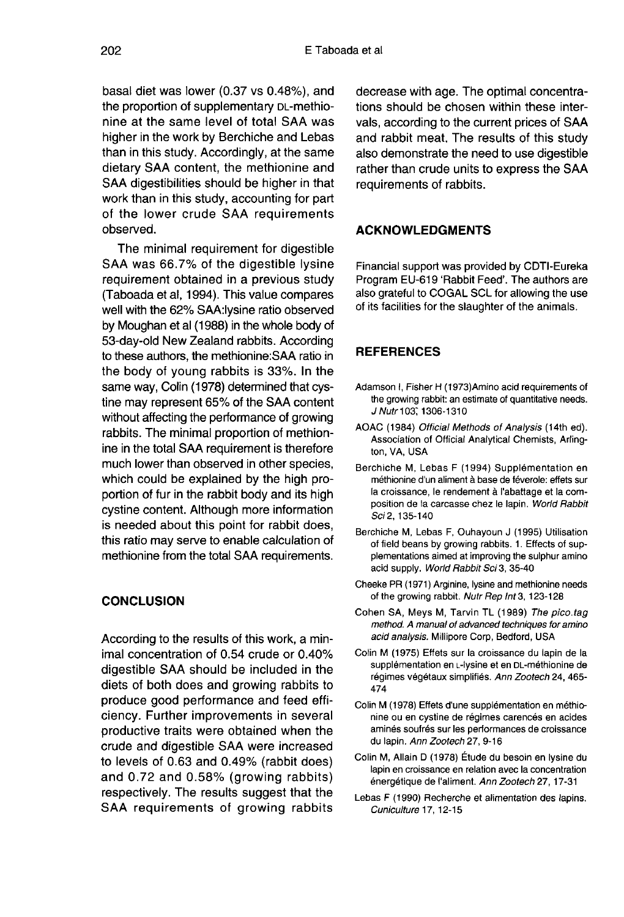basal diet was lower (0.37 vs 0.48%), and the proportion of supplementary DL-methionine at the same level of total SAA was higher in the work by Berchiche and Lebas than in this study. Accordingly, at the same dietary SAA content, the methionine and SAA digestibilities should be higher in that work than in this study, accounting for part of the lower crude SAA requirements observed.

The minimal requirement for digestible SAA was 66.7% of the digestible lysine requirement obtained in a previous study (Taboada et al, 1994). This value compares well with the 62% SAA:lysine ratio observed by Moughan et al (1988) in the whole body of 53-day-old New Zealand rabbits. According to these authors, the methionine:SAA ratio in the body of young rabbits is 33%. In the same way, Colin (1978) determined that cystine may represent 65% of the SAA content without affecting the performance of growing rabbits. The minimal proportion of methionine in the total SAA requirement is therefore much lower than observed in other species, which could be explained by the high proportion of fur in the rabbit body and its high cystine content. Although more information is needed about this point for rabbit does, this ratio may serve to enable calculation of methionine from the total SAA requirements.

## CONCLUSION

According to the results of this work, a minimal concentration of 0.54 crude or 0.40% digestible SAA should be included in the diets of both does and growing rabbits to produce good performance and feed efficiency. Further improvements in several productive traits were obtained when the crude and digestible SAA were increased to levels of 0.63 and 0.49% (rabbit does) and 0.72 and 0.58% (growing rabbits) respectively. The results suggest that the SAA requirements of growing rabbits decrease with age. The optimal concentrations should be chosen within these intervals, according to the current prices of SAA and rabbit meat. The results of this study also demonstrate the need to use digestible rather than crude units to express the SAA requirements of rabbits.

## ACKNOWLEDGMENTS

Financial support was provided by CDTI-Eureka Program EU-619 'Rabbit Feed'. The authors are also grateful to COGAL SCL for allowing the use of its facilities for the slaughter of the animals.

## REFERENCES

Adamson I, Fisher H (1973)Amino acid requirements of the growing rabbit: an estimate of quantitative needs. *J Nutr* 103, 1306-1310

AOAC (1984) *Official Methods of Analysis* (14th ed). Association of Official Analytical Chemists, Arlington, VA, USA

Berchiche M, Lebas F (1994) Supplémentation en méthionine d'un aliment à base de féverole: effets sur la croissance, le rendement à l'abattage et la composition de la carcasse chez le lapin. *World Rabbit Sci* 2, 135-140

Berchiche M, Lebas F, Ouhayoun J (1995) Utilisation of field beans by growing rabbits. 1. Effects of supplementations aimed at improving the sulphur amino acid supply. *World Rabbit Sci* 3, 35-40

Cheeke PR (1971) Arginine, lysine and methionine needs of the growing rabbit. *Nutr Rep Int* 3, 123-128

Cohen SA, Meys M, Tarvin TL (1989) *The pico.tag method. A manual of advanced techniques for amino acid analysis.* Millipore Corp, Bedford, USA

Colin M (1975) Effets sur la croissance du lapin de la supplémentation en L-lysine et en DL-méthionine de régimes végétaux simplifiés. *Ann Zootech* 24, 465-474

Colin M (1978) Effets d'une supplémentation en méthionine ou en cystine de régimes carencés en acides aminés soufrés sur les performances de croissance du lapin. *Ann Zootech* 27, 9-16

Colin M, Allain D (1978) Étude du besoin en lysine du lapin en croissance en relation avec la concentration énergétique de l'aliment. *Ann Zootech* 27, 17-31

Lebas F (1990) Recherche et alimentation des lapins. *Cuniculture* 17, 12-15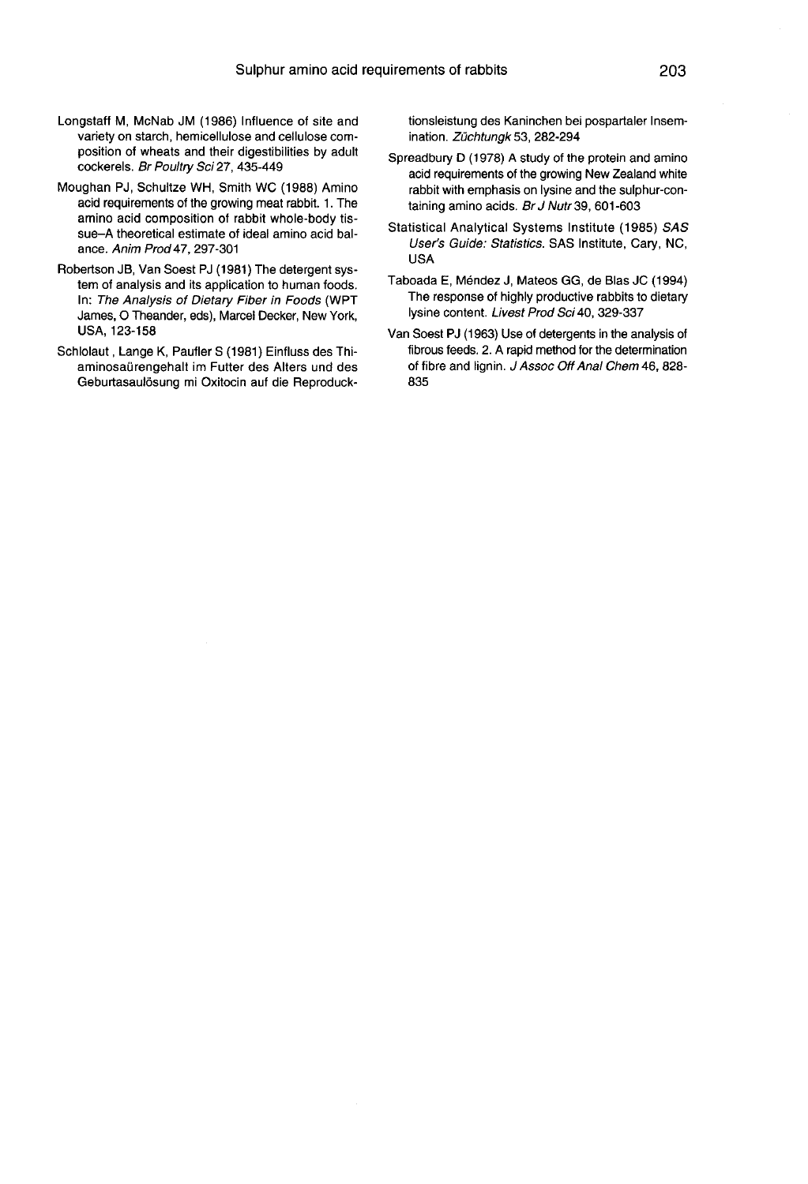Longstaff M, McNab JM (1986) Influence of site and variety on starch, hemicellulose and cellulose composition of wheats and their digestibilities by adult cockerels. *Br Poultry Sci* 27, 435-449

Moughan PJ, Schultze WH, Smith WC (1988) Amino acid requirements of the growing meat rabbit. 1. The amino acid composition of rabbit whole-body tissue–A theoretical estimate of ideal amino acid balance. *Anim Prod* 47, 297-301

Robertson JB, Van Soest PJ (1981) The detergent system of analysis and its application to human foods. In: *The Analysis of Dietary Fiber in Foods* (WPT James, O Theander, eds), Marcel Decker, New York, USA, 123-158

Schlolaut , Lange K, Paufler S (1981) Einfluss des Thiaminosaürengehalt im Futter des Alters und des Geburtasaulösung mi Oxitocin auf die Reproducktionsleistung des Kaninchen bei pospartaler Insemination. *Züchtungk* 53, 282-294

Spreadbury D (1978) A study of the protein and amino acid requirements of the growing New Zealand white rabbit with emphasis on lysine and the sulphur-containing amino acids. *Br J Nutr* 39, 601-603

Statistical Analytical Systems Institute (1985) *SAS User's Guide: Statistics.* SAS Institute, Cary, NC, USA

Taboada E, Méndez J, Mateos GG, de Blas JC (1994) The response of highly productive rabbits to dietary lysine content. *Livest Prod Sci* 40, 329-337

Van Soest PJ (1963) Use of detergents in the analysis of fibrous feeds. 2. A rapid method for the determination of fibre and lignin. *J Assoc Off Anal Chem* 46, 828-835